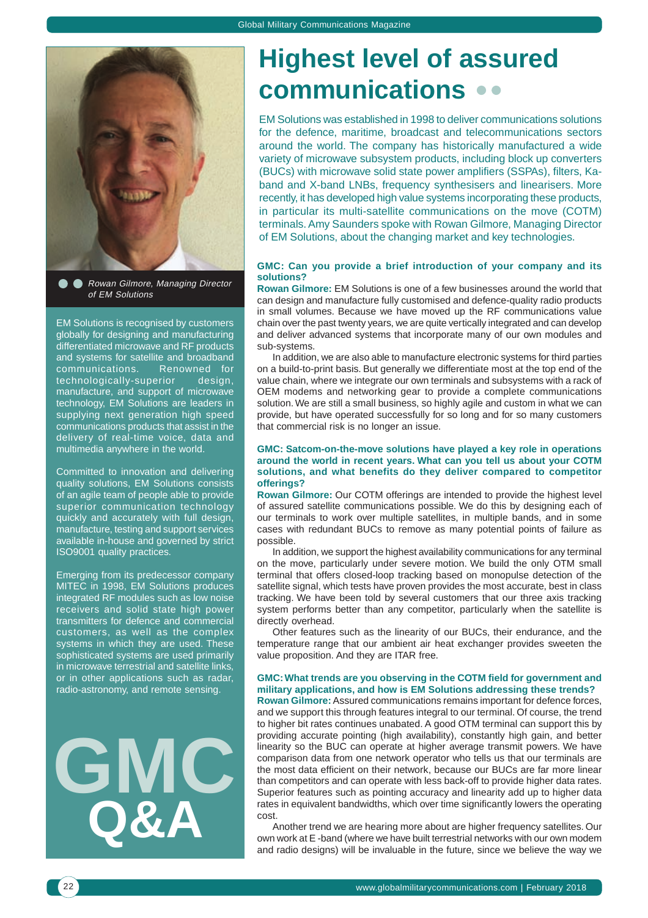# Highest level of assured communications

EM Solutions was established in 1998 to deliver communications solutions for the defence, maritime, broadcast and telecommunications sectors around the world. The company has historically manufactured a wide variety of microwave subsystem products, including block up converters (BUCs) with microwave solid state power amplifiers (SSPAs), filters, Ka-band and X-band LNBs, frequency synthesisers and linearisers. More recently, it has developed high value systems incorporating these products, in particular its multi-satellite communications on the move (COTM) terminals. Amy Saunders spoke with Rowan Gilmore, Managing Director of EM Solutions, about the changing market and key technologies.

*Rowan Gilmore, Managing Director of EM Solutions*

EM Solutions is recognised by customers globally for designing and manufacturing differentiated microwave and RF products and systems for satellite and broadband communications. Renowned for technologically-superior design, manufacture, and support of microwave technology, EM Solutions are leaders in supplying next generation high speed communications products that assist in the delivery of real-time voice, data and multimedia anywhere in the world.

Committed to innovation and delivering quality solutions, EM Solutions consists of an agile team of people able to provide superior communication technology quickly and accurately with full design, manufacture, testing and support services available in-house and governed by strict ISO9001 quality practices.

Emerging from its predecessor company MITEC in 1998, EM Solutions produces integrated RF modules such as low noise receivers and solid state high power transmitters for defence and commercial customers, as well as the complex systems in which they are used. These sophisticated systems are used primarily in microwave terrestrial and satellite links, or in other applications such as radar, radio-astronomy, and remote sensing.

GMC Q&A

**GMC: Can you provide a brief introduction of your company and its solutions?**

**Rowan Gilmore:** EM Solutions is one of a few businesses around the world that can design and manufacture fully customised and defence-quality radio products in small volumes. Because we have moved up the RF communications value chain over the past twenty years, we are quite vertically integrated and can develop and deliver advanced systems that incorporate many of our own modules and sub-systems.

In addition, we are also able to manufacture electronic systems for third parties on a build-to-print basis. But generally we differentiate most at the top end of the value chain, where we integrate our own terminals and subsystems with a rack of OEM modems and networking gear to provide a complete communications solution. We are still a small business, so highly agile and custom in what we can provide, but have operated successfully for so long and for so many customers that commercial risk is no longer an issue.

**GMC: Satcom-on-the-move solutions have played a key role in operations around the world in recent years. What can you tell us about your COTM solutions, and what benefits do they deliver compared to competitor offerings?**

**Rowan Gilmore:** Our COTM offerings are intended to provide the highest level of assured satellite communications possible. We do this by designing each of our terminals to work over multiple satellites, in multiple bands, and in some cases with redundant BUCs to remove as many potential points of failure as possible.

In addition, we support the highest availability communications for any terminal on the move, particularly under severe motion. We build the only OTM small terminal that offers closed-loop tracking based on monopulse detection of the satellite signal, which tests have proven provides the most accurate, best in class tracking. We have been told by several customers that our three axis tracking system performs better than any competitor, particularly when the satellite is directly overhead.

Other features such as the linearity of our BUCs, their endurance, and the temperature range that our ambient air heat exchanger provides sweeten the value proposition. And they are ITAR free.

**GMC: What trends are you observing in the COTM field for government and military applications, and how is EM Solutions addressing these trends?**

**Rowan Gilmore:** Assured communications remains important for defence forces, and we support this through features integral to our terminal. Of course, the trend to higher bit rates continues unabated. A good OTM terminal can support this by providing accurate pointing (high availability), constantly high gain, and better linearity so the BUC can operate at higher average transmit powers. We have comparison data from one network operator who tells us that our terminals are the most data efficient on their network, because our BUCs are far more linear than competitors and can operate with less back-off to provide higher data rates. Superior features such as pointing accuracy and linearity add up to higher data rates in equivalent bandwidths, which over time significantly lowers the operating cost.

Another trend we are hearing more about are higher frequency satellites. Our own work at E -band (where we have built terrestrial networks with our own modem and radio designs) will be invaluable in the future, since we believe the way we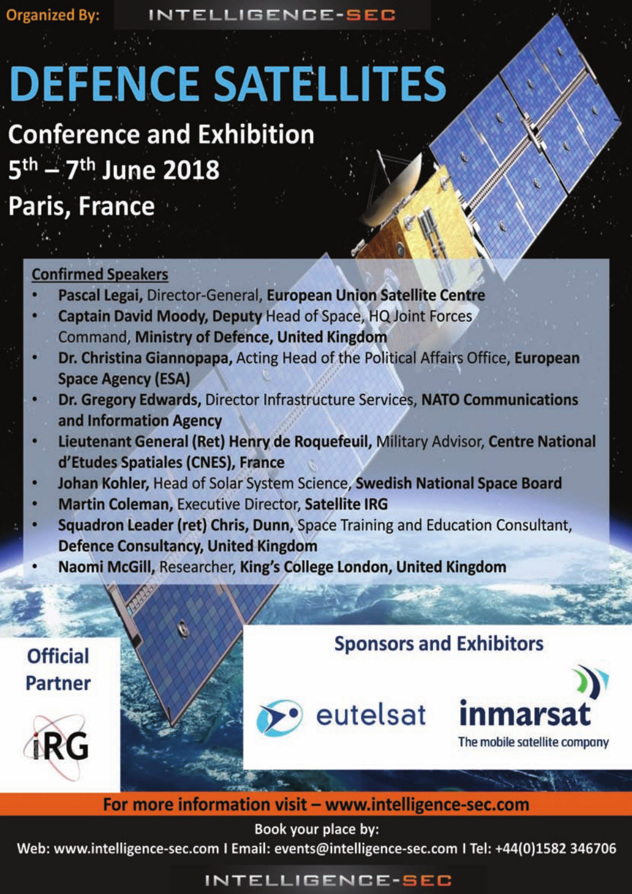Organized By: INTELLIGENCE-SEC

# DEFENCE SATELLITES

## Conference and Exhibition
## 5th – 7th June 2018
## Paris, France

**Confirmed Speakers**

- **Pascal Legai,** Director-General, **European Union Satellite Centre**
- **Captain David Moody, Deputy** Head of Space, HQ Joint Forces Command, **Ministry of Defence, United Kingdom**
- **Dr. Christina Giannopapa,** Acting Head of the Political Affairs Office, **European Space Agency (ESA)**
- **Dr. Gregory Edwards,** Director Infrastructure Services, **NATO Communications and Information Agency**
- **Lieutenant General (Ret) Henry de Roquefeuil,** Military Advisor, **Centre National d'Etudes Spatiales (CNES), France**
- **Johan Kohler,** Head of Solar System Science, **Swedish National Space Board**
- **Martin Coleman,** Executive Director, **Satellite IRG**
- **Squadron Leader (ret) Chris, Dunn,** Space Training and Education Consultant, **Defence Consultancy, United Kingdom**
- **Naomi McGill,** Researcher, **King's College London, United Kingdom**

**Official Partner**

iRG

**Sponsors and Exhibitors**

eutelsat

inmarsat
The mobile satellite company

**For more information visit – www.intelligence-sec.com**

Book your place by:

Web: www.intelligence-sec.com I Email: events@intelligence-sec.com I Tel: +44(0)1582 346706

INTELLIGENCE-SEC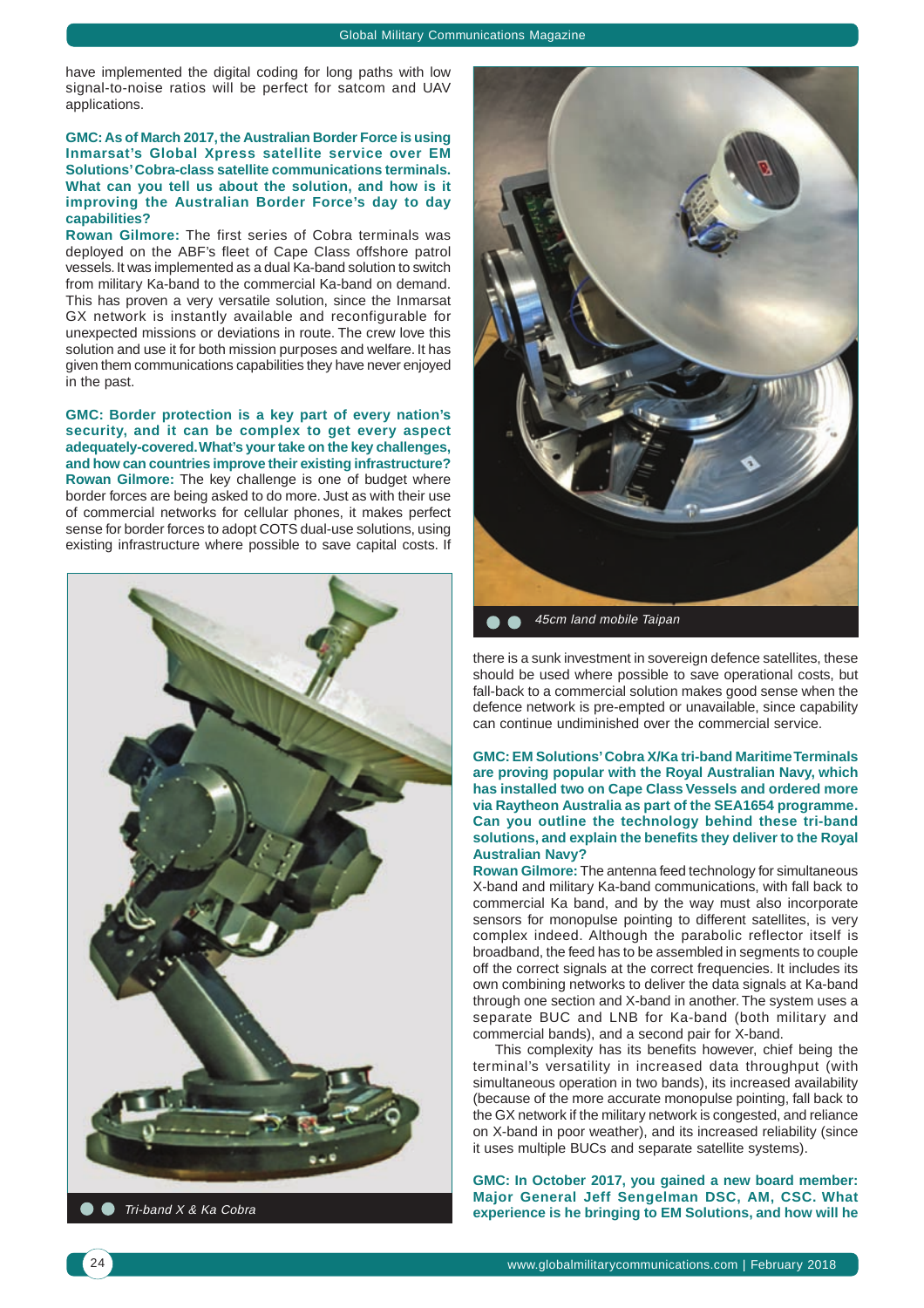have implemented the digital coding for long paths with low signal-to-noise ratios will be perfect for satcom and UAV applications.

**GMC: As of March 2017, the Australian Border Force is using Inmarsat's Global Xpress satellite service over EM Solutions' Cobra-class satellite communications terminals. What can you tell us about the solution, and how is it improving the Australian Border Force's day to day capabilities?**

**Rowan Gilmore:** The first series of Cobra terminals was deployed on the ABF's fleet of Cape Class offshore patrol vessels. It was implemented as a dual Ka-band solution to switch from military Ka-band to the commercial Ka-band on demand. This has proven a very versatile solution, since the Inmarsat GX network is instantly available and reconfigurable for unexpected missions or deviations in route. The crew love this solution and use it for both mission purposes and welfare. It has given them communications capabilities they have never enjoyed in the past.

**GMC: Border protection is a key part of every nation's security, and it can be complex to get every aspect adequately-covered. What's your take on the key challenges, and how can countries improve their existing infrastructure?**

**Rowan Gilmore:** The key challenge is one of budget where border forces are being asked to do more. Just as with their use of commercial networks for cellular phones, it makes perfect sense for border forces to adopt COTS dual-use solutions, using existing infrastructure where possible to save capital costs. If there is a sunk investment in sovereign defence satellites, these should be used where possible to save operational costs, but fall-back to a commercial solution makes good sense when the defence network is pre-empted or unavailable, since capability can continue undiminished over the commercial service.

Tri-band X & Ka Cobra

45cm land mobile Taipan

**GMC: EM Solutions' Cobra X/Ka tri-band Maritime Terminals are proving popular with the Royal Australian Navy, which has installed two on Cape Class Vessels and ordered more via Raytheon Australia as part of the SEA1654 programme. Can you outline the technology behind these tri-band solutions, and explain the benefits they deliver to the Royal Australian Navy?**

**Rowan Gilmore:** The antenna feed technology for simultaneous X-band and military Ka-band communications, with fall back to commercial Ka band, and by the way must also incorporate sensors for monopulse pointing to different satellites, is very complex indeed. Although the parabolic reflector itself is broadband, the feed has to be assembled in segments to couple off the correct signals at the correct frequencies. It includes its own combining networks to deliver the data signals at Ka-band through one section and X-band in another. The system uses a separate BUC and LNB for Ka-band (both military and commercial bands), and a second pair for X-band.

This complexity has its benefits however, chief being the terminal's versatility in increased data throughput (with simultaneous operation in two bands), its increased availability (because of the more accurate monopulse pointing, fall back to the GX network if the military network is congested, and reliance on X-band in poor weather), and its increased reliability (since it uses multiple BUCs and separate satellite systems).

**GMC: In October 2017, you gained a new board member: Major General Jeff Sengelman DSC, AM, CSC. What experience is he bringing to EM Solutions, and how will he**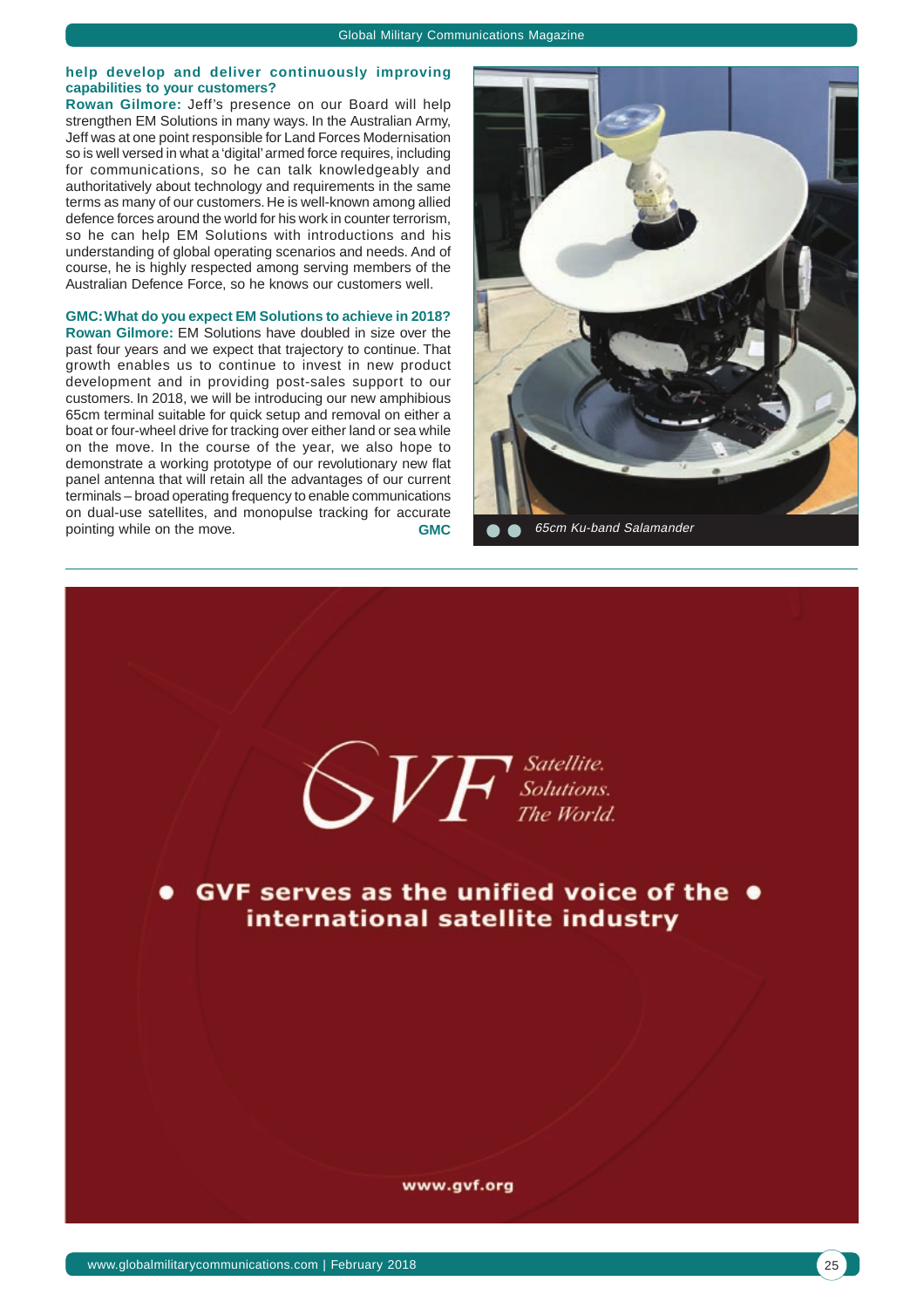**help develop and deliver continuously improving capabilities to your customers?**

**Rowan Gilmore:** Jeff's presence on our Board will help strengthen EM Solutions in many ways. In the Australian Army, Jeff was at one point responsible for Land Forces Modernisation so is well versed in what a 'digital' armed force requires, including for communications, so he can talk knowledgeably and authoritatively about technology and requirements in the same terms as many of our customers. He is well-known among allied defence forces around the world for his work in counter terrorism, so he can help EM Solutions with introductions and his understanding of global operating scenarios and needs. And of course, he is highly respected among serving members of the Australian Defence Force, so he knows our customers well.

**GMC: What do you expect EM Solutions to achieve in 2018?**

**Rowan Gilmore:** EM Solutions have doubled in size over the past four years and we expect that trajectory to continue. That growth enables us to continue to invest in new product development and in providing post-sales support to our customers. In 2018, we will be introducing our new amphibious 65cm terminal suitable for quick setup and removal on either a boat or four-wheel drive for tracking over either land or sea while on the move. In the course of the year, we also hope to demonstrate a working prototype of our revolutionary new flat panel antenna that will retain all the advantages of our current terminals – broad operating frequency to enable communications on dual-use satellites, and monopulse tracking for accurate pointing while on the move. **GMC**

*65cm Ku-band Salamander*

GVF Satellite. Solutions. The World.

GVF serves as the unified voice of the international satellite industry

www.gvf.org